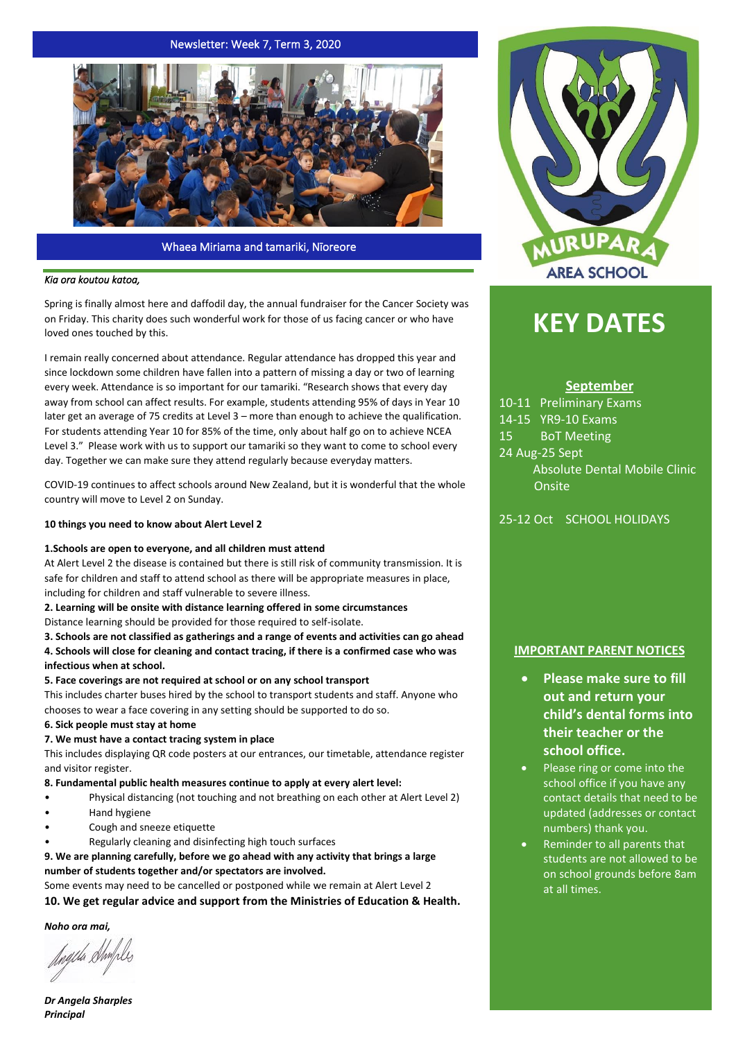Newsletter: Week 7, Term 3, 2020

Whaea Miriama and tamariki, Nīoreore

*Kia ora koutou katoa,*

Spring is finally almost here and daffodil day, the annual fundraiser for the Cancer Society was on Friday. This charity does such wonderful work for those of us facing cancer or who have loved ones touched by this.

I remain really concerned about attendance. Regular attendance has dropped this year and since lockdown some children have fallen into a pattern of missing a day or two of learning every week. Attendance is so important for our tamariki. "Research shows that every day away from school can affect results. For example, students attending 95% of days in Year 10 later get an average of 75 credits at Level 3 – more than enough to achieve the qualification. For students attending Year 10 for 85% of the time, only about half go on to achieve NCEA Level 3." Please work with us to support our tamariki so they want to come to school every day. Together we can make sure they attend regularly because everyday matters.

COVID-19 continues to affect schools around New Zealand, but it is wonderful that the whole country will move to Level 2 on Sunday.

**10 things you need to know about Alert Level 2**

**1.Schools are open to everyone, and all children must attend**
At Alert Level 2 the disease is contained but there is still risk of community transmission. It is safe for children and staff to attend school as there will be appropriate measures in place, including for children and staff vulnerable to severe illness.

**2. Learning will be onsite with distance learning offered in some circumstances**
Distance learning should be provided for those required to self-isolate.

**3. Schools are not classified as gatherings and a range of events and activities can go ahead**

**4. Schools will close for cleaning and contact tracing, if there is a confirmed case who was infectious when at school.**

**5. Face coverings are not required at school or on any school transport**
This includes charter buses hired by the school to transport students and staff. Anyone who chooses to wear a face covering in any setting should be supported to do so.

**6. Sick people must stay at home**

**7. We must have a contact tracing system in place**
This includes displaying QR code posters at our entrances, our timetable, attendance register and visitor register.

**8. Fundamental public health measures continue to apply at every alert level:**

- Physical distancing (not touching and not breathing on each other at Alert Level 2)
- Hand hygiene
- Cough and sneeze etiquette
- Regularly cleaning and disinfecting high touch surfaces

**9. We are planning carefully, before we go ahead with any activity that brings a large number of students together and/or spectators are involved.**
Some events may need to be cancelled or postponed while we remain at Alert Level 2

**10. We get regular advice and support from the Ministries of Education & Health.**

***Noho ora mai,***

***Dr Angela Sharples***
***Principal***

MURUPARA AREA SCHOOL

# KEY DATES

**September**

10-11 Preliminary Exams
14-15 YR9-10 Exams
15 BoT Meeting
24 Aug-25 Sept Absolute Dental Mobile Clinic Onsite

25-12 Oct SCHOOL HOLIDAYS

**IMPORTANT PARENT NOTICES**

- **Please make sure to fill out and return your child's dental forms into their teacher or the school office.**
- Please ring or come into the school office if you have any contact details that need to be updated (addresses or contact numbers) thank you.
- Reminder to all parents that students are not allowed to be on school grounds before 8am at all times.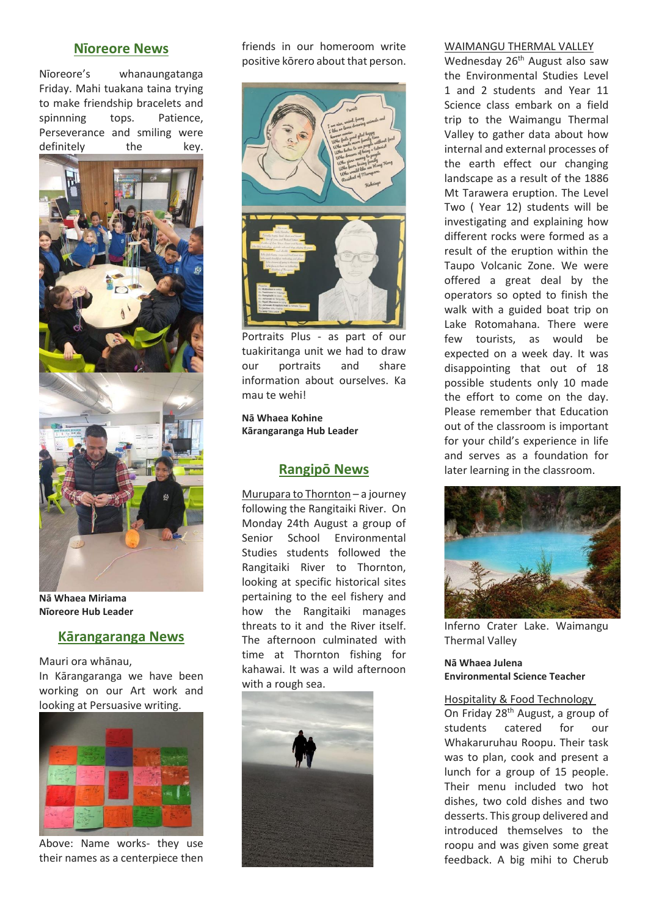## Nīoreore News

Nīoreore's whanaungatanga Friday. Mahi tuakana taina trying to make friendship bracelets and spinnning tops. Patience, Perseverance and smiling were definitely the key.

**Nā Whaea Miriama**
**Nīoreore Hub Leader**

## Kārangaranga News

Mauri ora whānau,
In Kārangaranga we have been working on our Art work and looking at Persuasive writing.

Above: Name works- they use their names as a centerpiece then friends in our homeroom write positive kōrero about that person.

Portraits Plus - as part of our tuakiritanga unit we had to draw our portraits and share information about ourselves. Ka mau te wehi!

**Nā Whaea Kohine**
**Kārangaranga Hub Leader**

## Rangipō News

Murupara to Thornton – a journey following the Rangitaiki River. On Monday 24th August a group of Senior School Environmental Studies students followed the Rangitaiki River to Thornton, looking at specific historical sites pertaining to the eel fishery and how the Rangitaiki manages threats to it and the River itself. The afternoon culminated with time at Thornton fishing for kahawai. It was a wild afternoon with a rough sea.

WAIMANGU THERMAL VALLEY
Wednesday 26th August also saw the Environmental Studies Level 1 and 2 students and Year 11 Science class embark on a field trip to the Waimangu Thermal Valley to gather data about how internal and external processes of the earth effect our changing landscape as a result of the 1886 Mt Tarawera eruption. The Level Two ( Year 12) students will be investigating and explaining how different rocks were formed as a result of the eruption within the Taupo Volcanic Zone. We were offered a great deal by the operators so opted to finish the walk with a guided boat trip on Lake Rotomahana. There were few tourists, as would be expected on a week day. It was disappointing that out of 18 possible students only 10 made the effort to come on the day. Please remember that Education out of the classroom is important for your child's experience in life and serves as a foundation for later learning in the classroom.

Inferno Crater Lake. Waimangu Thermal Valley

**Nā Whaea Julena**
**Environmental Science Teacher**

Hospitality & Food Technology
On Friday 28th August, a group of students catered for our Whakaruruhau Roopu. Their task was to plan, cook and present a lunch for a group of 15 people. Their menu included two hot dishes, two cold dishes and two desserts. This group delivered and introduced themselves to the roopu and was given some great feedback. A big mihi to Cherub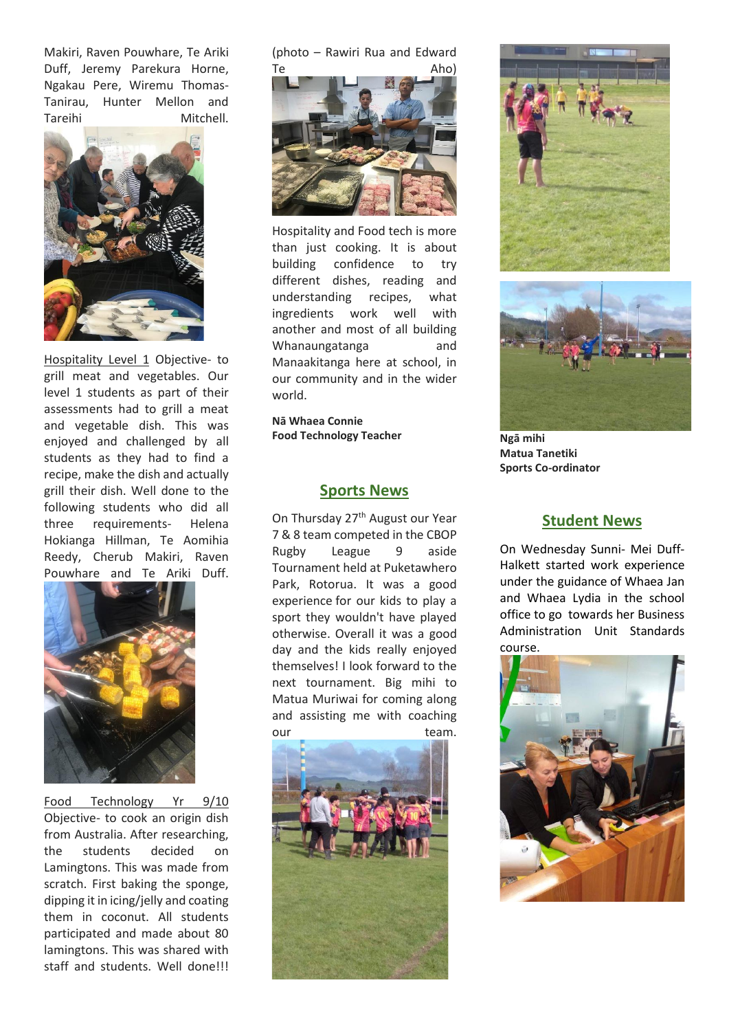Makiri, Raven Pouwhare, Te Ariki Duff, Jeremy Parekura Horne, Ngakau Pere, Wiremu Thomas-Tanirau, Hunter Mellon and Tareihi Mitchell.

Hospitality Level 1 Objective- to grill meat and vegetables. Our level 1 students as part of their assessments had to grill a meat and vegetable dish. This was enjoyed and challenged by all students as they had to find a recipe, make the dish and actually grill their dish. Well done to the following students who did all three requirements- Helena Hokianga Hillman, Te Aomihia Reedy, Cherub Makiri, Raven Pouwhare and Te Ariki Duff.

Food Technology Yr 9/10 Objective- to cook an origin dish from Australia. After researching, the students decided on Lamingtons. This was made from scratch. First baking the sponge, dipping it in icing/jelly and coating them in coconut. All students participated and made about 80 lamingtons. This was shared with staff and students. Well done!!!

(photo – Rawiri Rua and Edward Te Aho)

Hospitality and Food tech is more than just cooking. It is about building confidence to try different dishes, reading and understanding recipes, what ingredients work well with another and most of all building Whanaungatanga and Manaakitanga here at school, in our community and in the wider world.

**Nā Whaea Connie**
**Food Technology Teacher**

## Sports News

On Thursday 27th August our Year 7 & 8 team competed in the CBOP Rugby League 9 aside Tournament held at Puketawhero Park, Rotorua. It was a good experience for our kids to play a sport they wouldn't have played otherwise. Overall it was a good day and the kids really enjoyed themselves! I look forward to the next tournament. Big mihi to Matua Muriwai for coming along and assisting me with coaching our team.

**Ngā mihi**
**Matua Tanetiki**
**Sports Co-ordinator**

## Student News

On Wednesday Sunni- Mei Duff-Halkett started work experience under the guidance of Whaea Jan and Whaea Lydia in the school office to go towards her Business Administration Unit Standards course.